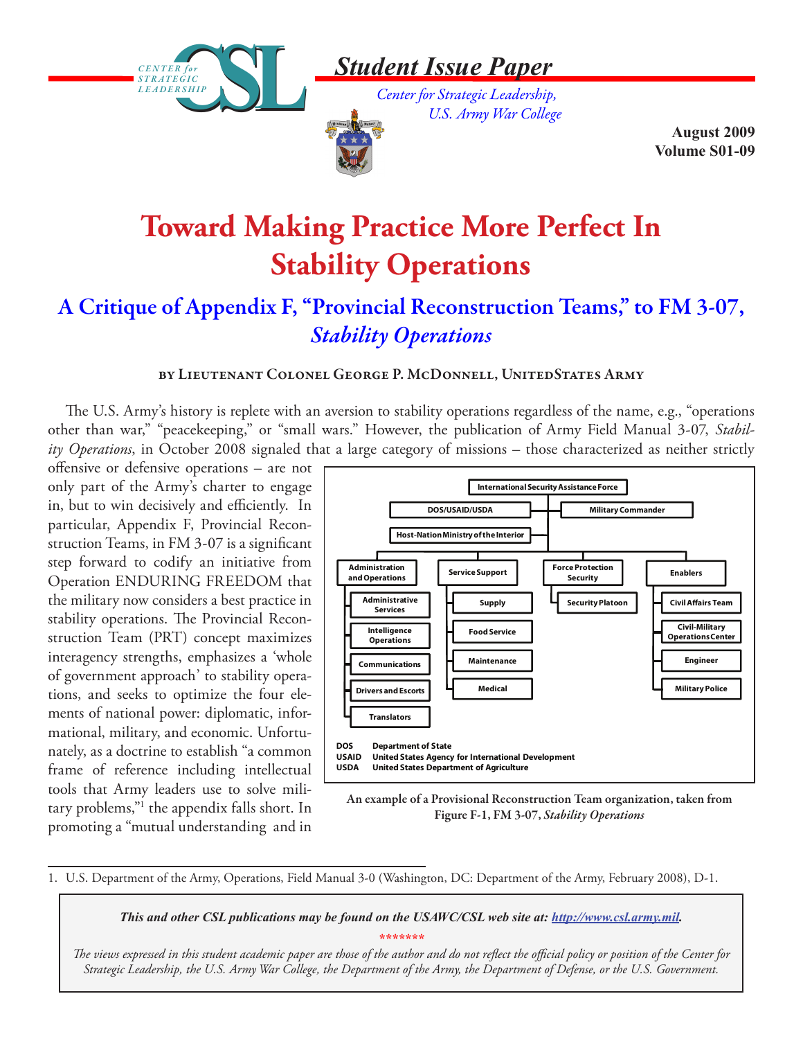# Student Issue Paper

*Center for Strategic Leadership, U.S. Army War College*

**August 2009**
**Volume S01-09**

# Toward Making Practice More Perfect In Stability Operations

## A Critique of Appendix F, "Provincial Reconstruction Teams," to FM 3-07, *Stability Operations*

**by Lieutenant Colonel George P. McDonnell, UnitedStates Army**

The U.S. Army's history is replete with an aversion to stability operations regardless of the name, e.g., "operations other than war," "peacekeeping," or "small wars." However, the publication of Army Field Manual 3-07, *Stability Operations*, in October 2008 signaled that a large category of missions – those characterized as neither strictly offensive or defensive operations – are not only part of the Army's charter to engage in, but to win decisively and efficiently. In particular, Appendix F, Provincial Reconstruction Teams, in FM 3-07 is a significant step forward to codify an initiative from Operation ENDURING FREEDOM that the military now considers a best practice in stability operations. The Provincial Reconstruction Team (PRT) concept maximizes interagency strengths, emphasizes a 'whole of government approach' to stability operations, and seeks to optimize the four elements of national power: diplomatic, informational, military, and economic. Unfortunately, as a doctrine to establish "a common frame of reference including intellectual tools that Army leaders use to solve military problems,"[1] the appendix falls short. In promoting a "mutual understanding and in

International Security Assistance Force
- DOS/USAID/USDA
- Military Commander
- Host-Nation Ministry of the Interior
- Administration and Operations
  - Administrative Services
  - Intelligence Operations
  - Communications
  - Drivers and Escorts
  - Translators
- Service Support
  - Supply
  - Food Service
  - Maintenance
  - Medical
- Force Protection Security
  - Security Platoon
- Enablers
  - Civil Affairs Team
  - Civil-Military Operations Center
  - Engineer
  - Military Police

DOS Department of State
USAID United States Agency for International Development
USDA United States Department of Agriculture

An example of a Provisional Reconstruction Team organization, taken from Figure F-1, FM 3-07, *Stability Operations*

1. U.S. Department of the Army, Operations, Field Manual 3-0 (Washington, DC: Department of the Army, February 2008), D-1.

***This and other CSL publications may be found on the USAWC/CSL web site at: http://www.csl.army.mil.***

\*\*\*\*\*\*\*

*The views expressed in this student academic paper are those of the author and do not reflect the official policy or position of the Center for Strategic Leadership, the U.S. Army War College, the Department of the Army, the Department of Defense, or the U.S. Government.*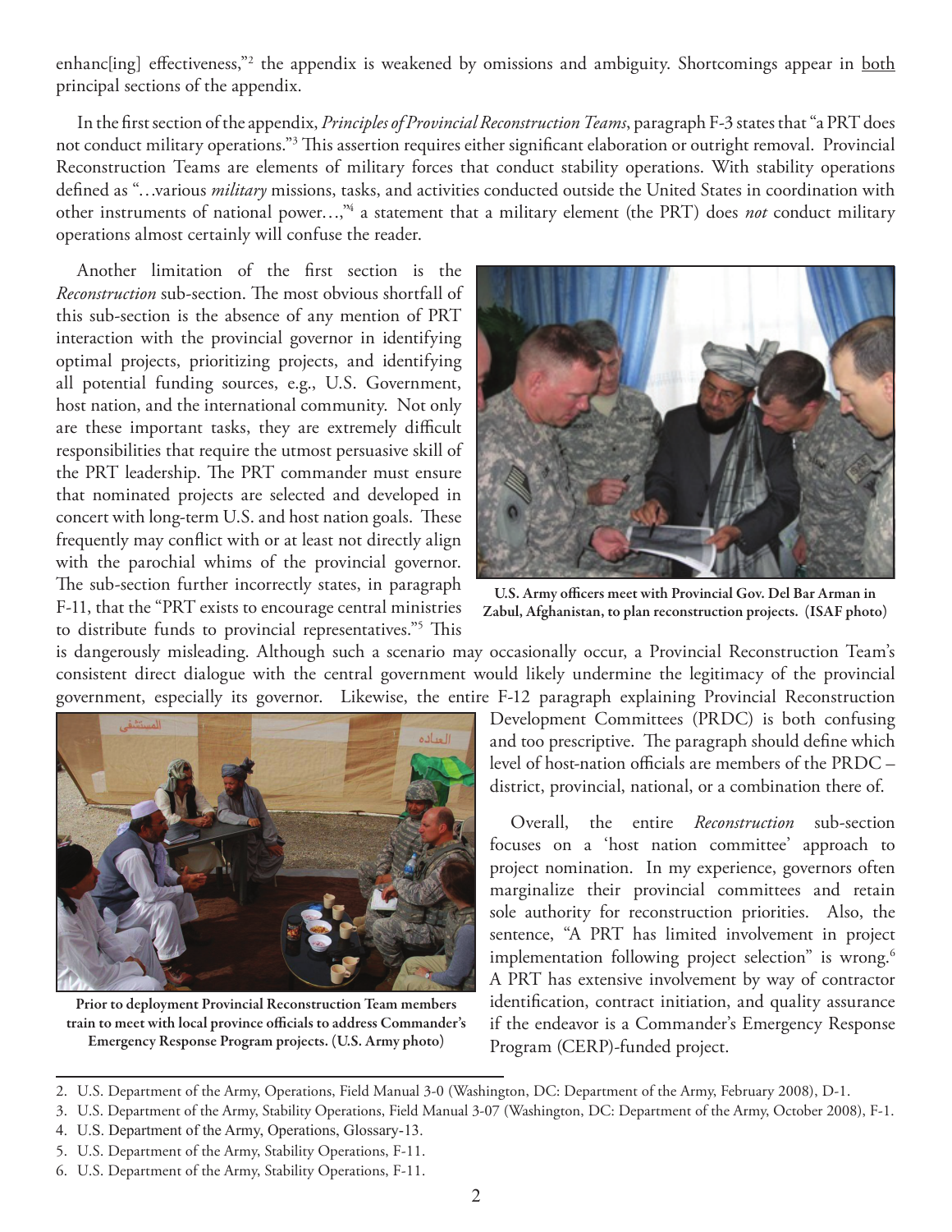enhanc[ing] effectiveness,"[2] the appendix is weakened by omissions and ambiguity. Shortcomings appear in both principal sections of the appendix.

In the first section of the appendix, *Principles of Provincial Reconstruction Teams*, paragraph F-3 states that "a PRT does not conduct military operations."[3] This assertion requires either significant elaboration or outright removal. Provincial Reconstruction Teams are elements of military forces that conduct stability operations. With stability operations defined as "…various *military* missions, tasks, and activities conducted outside the United States in coordination with other instruments of national power…,"[4] a statement that a military element (the PRT) does *not* conduct military operations almost certainly will confuse the reader.

Another limitation of the first section is the *Reconstruction* sub-section. The most obvious shortfall of this sub-section is the absence of any mention of PRT interaction with the provincial governor in identifying optimal projects, prioritizing projects, and identifying all potential funding sources, e.g., U.S. Government, host nation, and the international community. Not only are these important tasks, they are extremely difficult responsibilities that require the utmost persuasive skill of the PRT leadership. The PRT commander must ensure that nominated projects are selected and developed in concert with long-term U.S. and host nation goals. These frequently may conflict with or at least not directly align with the parochial whims of the provincial governor. The sub-section further incorrectly states, in paragraph F-11, that the "PRT exists to encourage central ministries to distribute funds to provincial representatives."[5] This is dangerously misleading. Although such a scenario may occasionally occur, a Provincial Reconstruction Team's consistent direct dialogue with the central government would likely undermine the legitimacy of the provincial government, especially its governor. Likewise, the entire F-12 paragraph explaining Provincial Reconstruction Development Committees (PRDC) is both confusing and too prescriptive. The paragraph should define which level of host-nation officials are members of the PRDC – district, provincial, national, or a combination there of.

U.S. Army officers meet with Provincial Gov. Del Bar Arman in Zabul, Afghanistan, to plan reconstruction projects. (ISAF photo)

Prior to deployment Provincial Reconstruction Team members train to meet with local province officials to address Commander's Emergency Response Program projects. (U.S. Army photo)

Overall, the entire *Reconstruction* sub-section focuses on a 'host nation committee' approach to project nomination. In my experience, governors often marginalize their provincial committees and retain sole authority for reconstruction priorities. Also, the sentence, "A PRT has limited involvement in project implementation following project selection" is wrong.[6] A PRT has extensive involvement by way of contractor identification, contract initiation, and quality assurance if the endeavor is a Commander's Emergency Response Program (CERP)-funded project.

---

2. U.S. Department of the Army, Operations, Field Manual 3-0 (Washington, DC: Department of the Army, February 2008), D-1.
3. U.S. Department of the Army, Stability Operations, Field Manual 3-07 (Washington, DC: Department of the Army, October 2008), F-1.
4. U.S. Department of the Army, Operations, Glossary-13.
5. U.S. Department of the Army, Stability Operations, F-11.
6. U.S. Department of the Army, Stability Operations, F-11.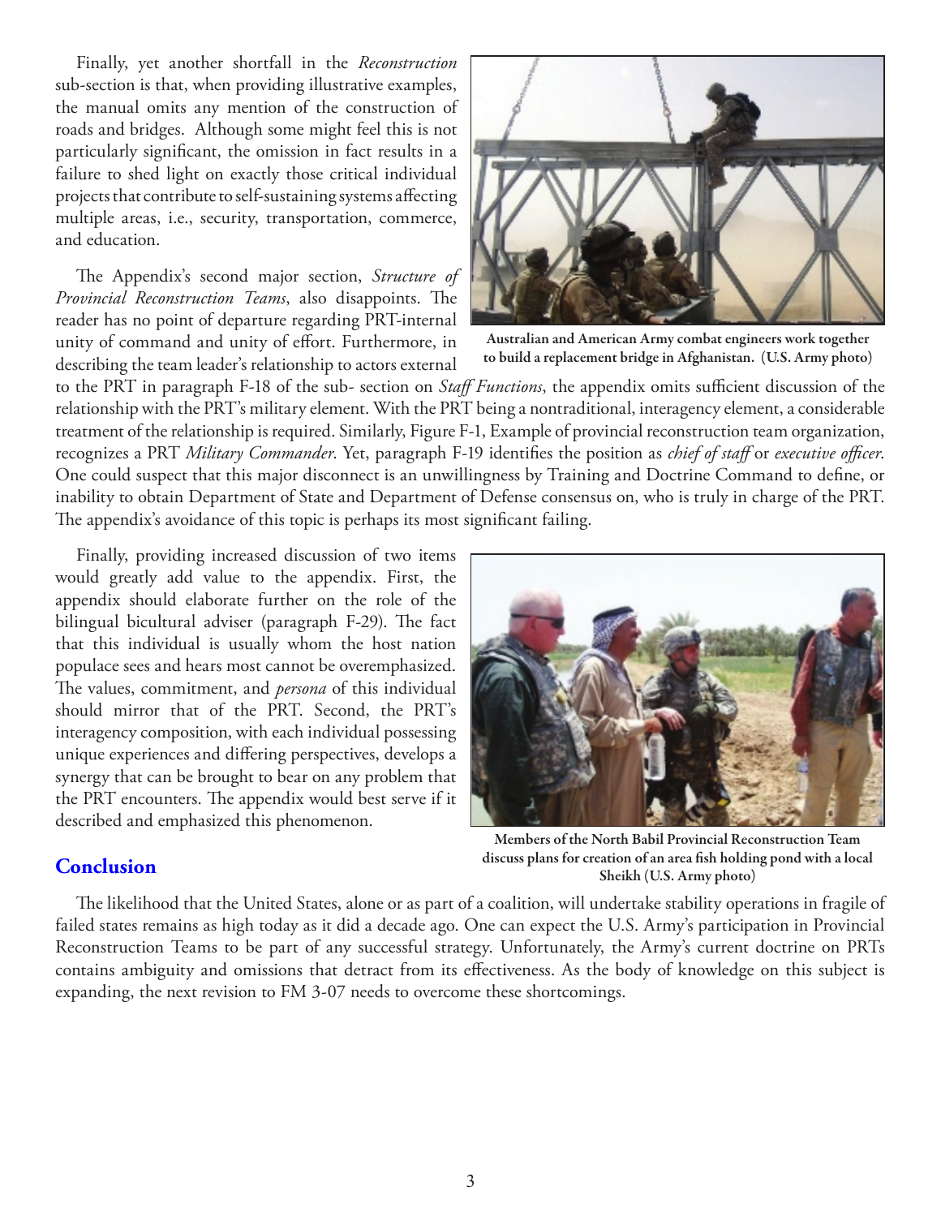Finally, yet another shortfall in the *Reconstruction* sub-section is that, when providing illustrative examples, the manual omits any mention of the construction of roads and bridges. Although some might feel this is not particularly significant, the omission in fact results in a failure to shed light on exactly those critical individual projects that contribute to self-sustaining systems affecting multiple areas, i.e., security, transportation, commerce, and education.

Australian and American Army combat engineers work together to build a replacement bridge in Afghanistan. (U.S. Army photo)

The Appendix's second major section, *Structure of Provincial Reconstruction Teams*, also disappoints. The reader has no point of departure regarding PRT-internal unity of command and unity of effort. Furthermore, in describing the team leader's relationship to actors external to the PRT in paragraph F-18 of the sub- section on *Staff Functions*, the appendix omits sufficient discussion of the relationship with the PRT's military element. With the PRT being a nontraditional, interagency element, a considerable treatment of the relationship is required. Similarly, Figure F-1, Example of provincial reconstruction team organization, recognizes a PRT *Military Commander*. Yet, paragraph F-19 identifies the position as *chief of staff* or *executive officer*. One could suspect that this major disconnect is an unwillingness by Training and Doctrine Command to define, or inability to obtain Department of State and Department of Defense consensus on, who is truly in charge of the PRT. The appendix's avoidance of this topic is perhaps its most significant failing.

Finally, providing increased discussion of two items would greatly add value to the appendix. First, the appendix should elaborate further on the role of the bilingual bicultural adviser (paragraph F-29). The fact that this individual is usually whom the host nation populace sees and hears most cannot be overemphasized. The values, commitment, and *persona* of this individual should mirror that of the PRT. Second, the PRT's interagency composition, with each individual possessing unique experiences and differing perspectives, develops a synergy that can be brought to bear on any problem that the PRT encounters. The appendix would best serve if it described and emphasized this phenomenon.

Members of the North Babil Provincial Reconstruction Team discuss plans for creation of an area fish holding pond with a local Sheikh (U.S. Army photo)

## Conclusion

The likelihood that the United States, alone or as part of a coalition, will undertake stability operations in fragile of failed states remains as high today as it did a decade ago. One can expect the U.S. Army's participation in Provincial Reconstruction Teams to be part of any successful strategy. Unfortunately, the Army's current doctrine on PRTs contains ambiguity and omissions that detract from its effectiveness. As the body of knowledge on this subject is expanding, the next revision to FM 3-07 needs to overcome these shortcomings.